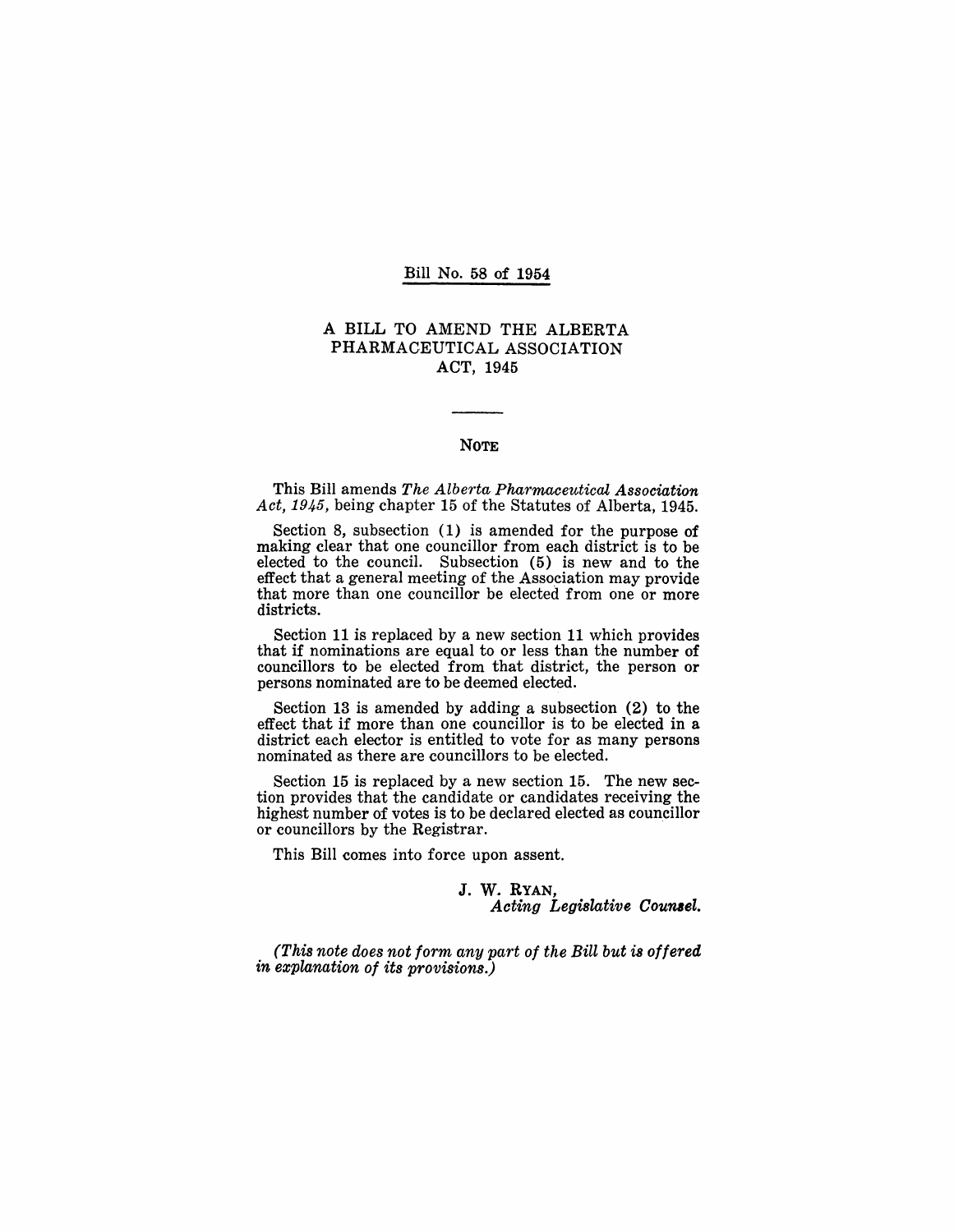Bill No. 58 of 1954

# A BILL TO AMEND THE ALBERTA PHARMACEUTICAL ASSOCIATION ACT, 1945

## NOTE

This Bill amends *The Alberta Pharmaceutical Association Act, 1945,* being chapter 15 of the Statutes of Alberta, 1945.

Section 8, subsection (1) is amended for the purpose of making clear that one councillor from each district is to be elected to the council. Subsection (5) is new and to the effect that a general meeting of the Association may provide that more than one councillor be elected from one or more districts.

Section 11 is replaced by a new section 11 which provides that if nominations are equal to or less than the number of councillors to be elected from that district, the person or persons nominated are to be deemed elected.

Section 13 is amended by adding a subsection (2) to the effect that if more than one councillor is to be elected in a district each elector is entitled to vote for as many persons nominated as there are councillors to be elected.

Section 15 is replaced by a new section 15. The new section provides that the candidate or candidates receiving the highest number of votes is to be declared elected as councillor or councillors by the Registrar.

This Bill comes into force upon assent.

J. W. RYAN,
*Acting Legislative Counsel.*

*(This note does not form any part of the Bill but is offered in explanation of its provisions.)*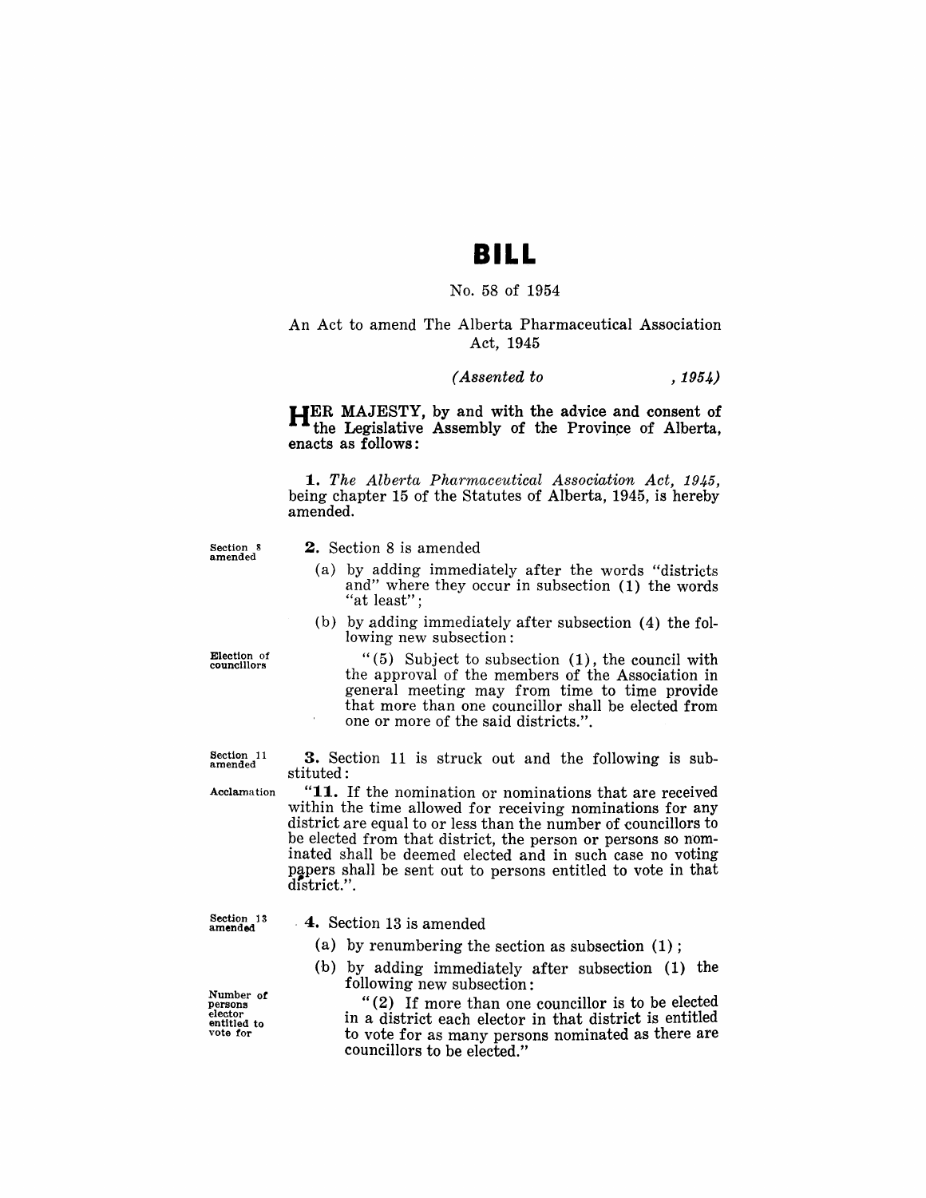# BILL

No. 58 of 1954

An Act to amend The Alberta Pharmaceutical Association Act, 1945

*(Assented to , 1954)*

HER MAJESTY, by and with the advice and consent of the Legislative Assembly of the Province of Alberta, enacts as follows:

**1.** *The Alberta Pharmaceutical Association Act, 1945*, being chapter 15 of the Statutes of Alberta, 1945, is hereby amended.

Section 8 amended

**2.** Section 8 is amended

(a) by adding immediately after the words "districts and" where they occur in subsection (1) the words "at least";

(b) by adding immediately after subsection (4) the following new subsection:

Election of councillors

"(5) Subject to subsection (1), the council with the approval of the members of the Association in general meeting may from time to time provide that more than one councillor shall be elected from one or more of the said districts.".

Section 11 amended

**3.** Section 11 is struck out and the following is substituted:

Acclamation

"**11.** If the nomination or nominations that are received within the time allowed for receiving nominations for any district are equal to or less than the number of councillors to be elected from that district, the person or persons so nominated shall be deemed elected and in such case no voting papers shall be sent out to persons entitled to vote in that district.".

Section 13 amended

**4.** Section 13 is amended

(a) by renumbering the section as subsection (1);

(b) by adding immediately after subsection (1) the following new subsection:

Number of persons elector entitled to vote for

"(2) If more than one councillor is to be elected in a district each elector in that district is entitled to vote for as many persons nominated as there are councillors to be elected."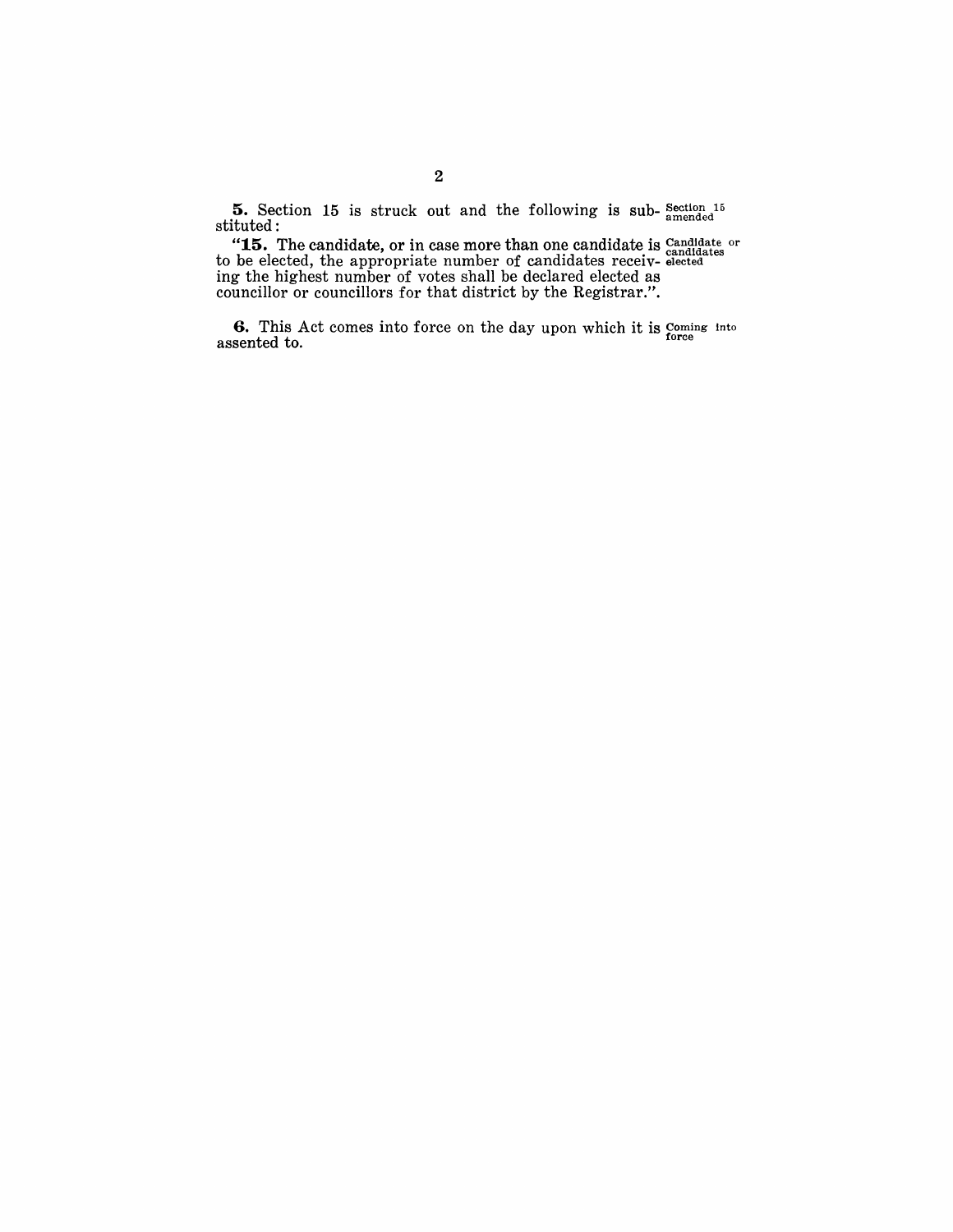**5.** Section 15 is struck out and the following is substituted: Section 15 amended

"**15.** The candidate, or in case more than one candidate is to be elected, the appropriate number of candidates receiving the highest number of votes shall be declared elected as councillor or councillors for that district by the Registrar.". Candidate or candidates elected

**6.** This Act comes into force on the day upon which it is assented to. Coming into force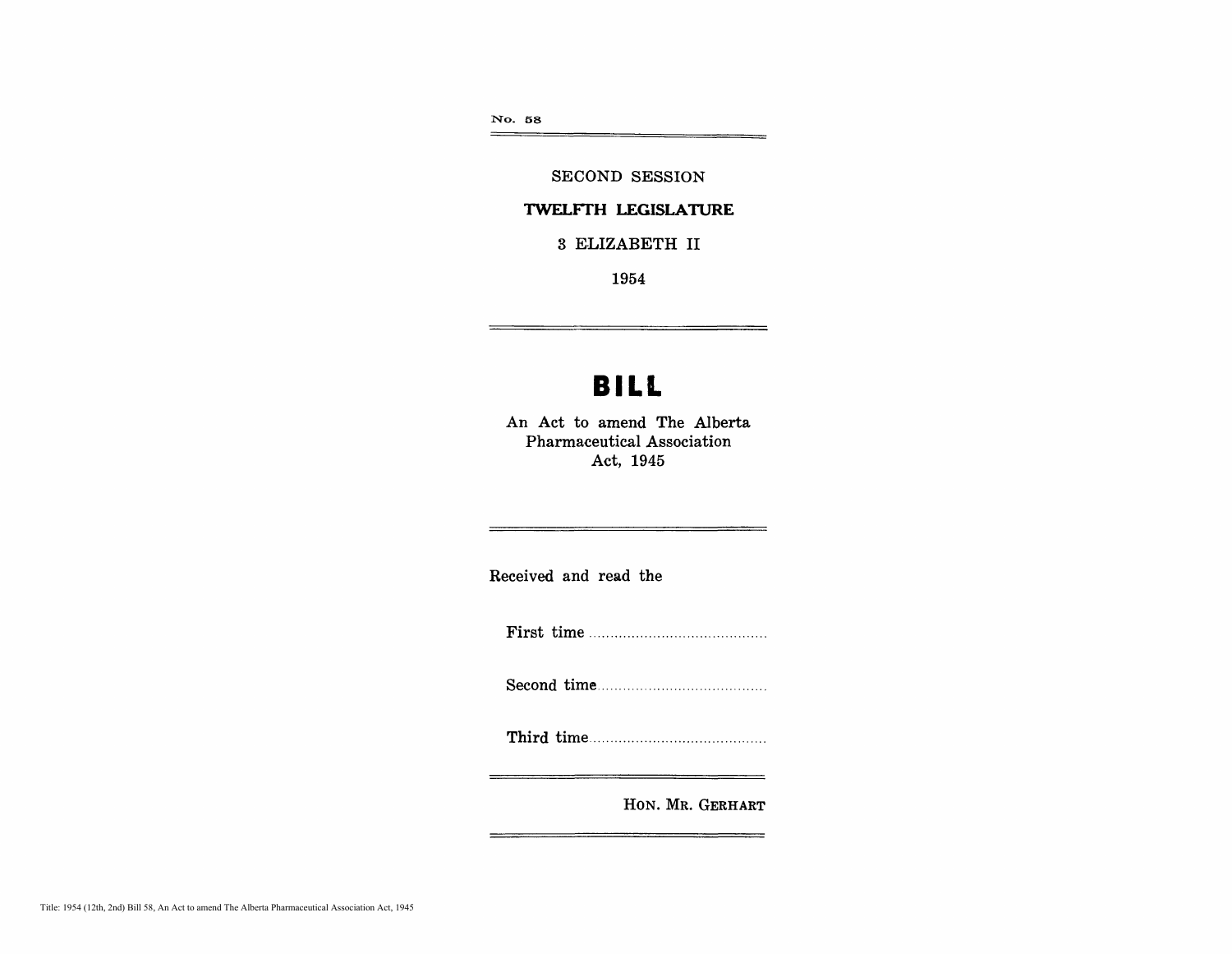No. 58

SECOND SESSION

**TWELFTH LEGISLATURE**

3 ELIZABETH II

1954

# BILL

An Act to amend The Alberta Pharmaceutical Association Act, 1945

Received and read the

First time ..........................................

Second time ..........................................

Third time ..........................................

HON. MR. GERHART

Title: 1954 (12th, 2nd) Bill 58, An Act to amend The Alberta Pharmaceutical Association Act, 1945